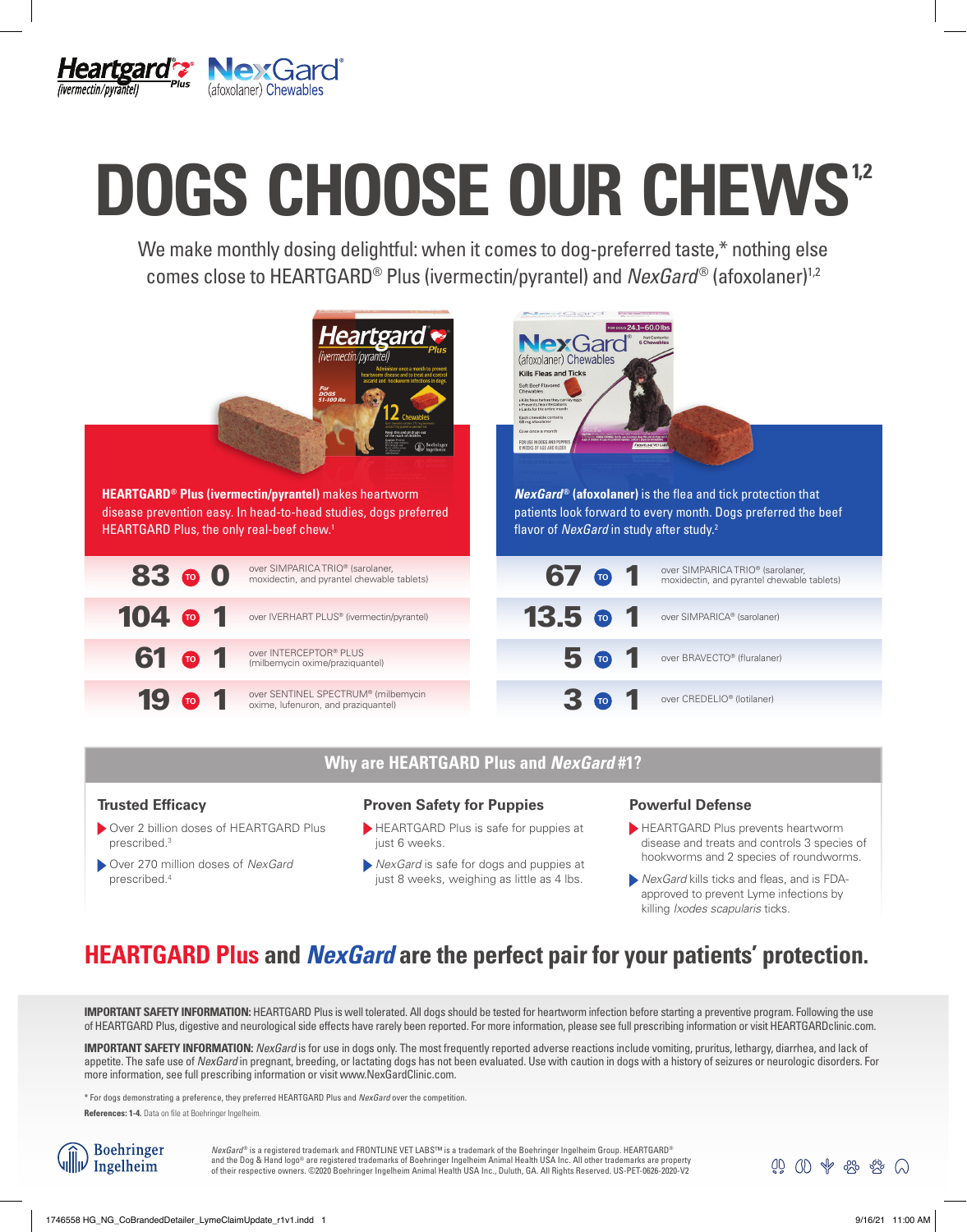Heartgard Plus (ivermectin/pyrantel) NexGard (afoxolaner) Chewables

# DOGS CHOOSE OUR CHEWS[1,2]

We make monthly dosing delightful: when it comes to dog-preferred taste,* nothing else comes close to HEARTGARD® Plus (ivermectin/pyrantel) and *NexGard*® (afoxolaner)[1,2]

**HEARTGARD® Plus (ivermectin/pyrantel)** makes heartworm disease prevention easy. In head-to-head studies, dogs preferred HEARTGARD Plus, the only real-beef chew.[1]

| Preference | Competitor |
|---|---|
| 83 TO 0 | over SIMPARICA TRIO® (sarolaner, moxidectin, and pyrantel chewable tablets) |
| 104 TO 1 | over IVERHART PLUS® (ivermectin/pyrantel) |
| 61 TO 1 | over INTERCEPTOR® PLUS (milbemycin oxime/praziquantel) |
| 19 TO 1 | over SENTINEL SPECTRUM® (milbemycin oxime, lufenuron, and praziquantel) |

***NexGard*® (afoxolaner)** is the flea and tick protection that patients look forward to every month. Dogs preferred the beef flavor of *NexGard* in study after study.[2]

| Preference | Competitor |
|---|---|
| 67 TO 1 | over SIMPARICA TRIO® (sarolaner, moxidectin, and pyrantel chewable tablets) |
| 13.5 TO 1 | over SIMPARICA® (sarolaner) |
| 5 TO 1 | over BRAVECTO® (fluralaner) |
| 3 TO 1 | over CREDELIO® (lotilaner) |

## Why are HEARTGARD Plus and *NexGard* #1?

### Trusted Efficacy

- Over 2 billion doses of HEARTGARD Plus prescribed.[3]
- Over 270 million doses of *NexGard* prescribed.[4]

### Proven Safety for Puppies

- HEARTGARD Plus is safe for puppies at just 6 weeks.
- *NexGard* is safe for dogs and puppies at just 8 weeks, weighing as little as 4 lbs.

### Powerful Defense

- HEARTGARD Plus prevents heartworm disease and treats and controls 3 species of hookworms and 2 species of roundworms.
- *NexGard* kills ticks and fleas, and is FDA-approved to prevent Lyme infections by killing *Ixodes scapularis* ticks.

## HEARTGARD Plus and *NexGard* are the perfect pair for your patients' protection.

**IMPORTANT SAFETY INFORMATION:** HEARTGARD Plus is well tolerated. All dogs should be tested for heartworm infection before starting a preventive program. Following the use of HEARTGARD Plus, digestive and neurological side effects have rarely been reported. For more information, please see full prescribing information or visit HEARTGARDclinic.com.

**IMPORTANT SAFETY INFORMATION:** *NexGard* is for use in dogs only. The most frequently reported adverse reactions include vomiting, pruritus, lethargy, diarrhea, and lack of appetite. The safe use of *NexGard* in pregnant, breeding, or lactating dogs has not been evaluated. Use with caution in dogs with a history of seizures or neurologic disorders. For more information, see full prescribing information or visit www.NexGardClinic.com.

* For dogs demonstrating a preference, they preferred HEARTGARD Plus and *NexGard* over the competition.

**References: 1-4.** Data on file at Boehringer Ingelheim.

Boehringer Ingelheim

*NexGard*® is a registered trademark and FRONTLINE VET LABS™ is a trademark of the Boehringer Ingelheim Group. HEARTGARD® and the Dog & Hand logo® are registered trademarks of Boehringer Ingelheim Animal Health USA Inc. All other trademarks are property of their respective owners. ©2020 Boehringer Ingelheim Animal Health USA Inc., Duluth, GA. All Rights Reserved. US-PET-0626-2020-V2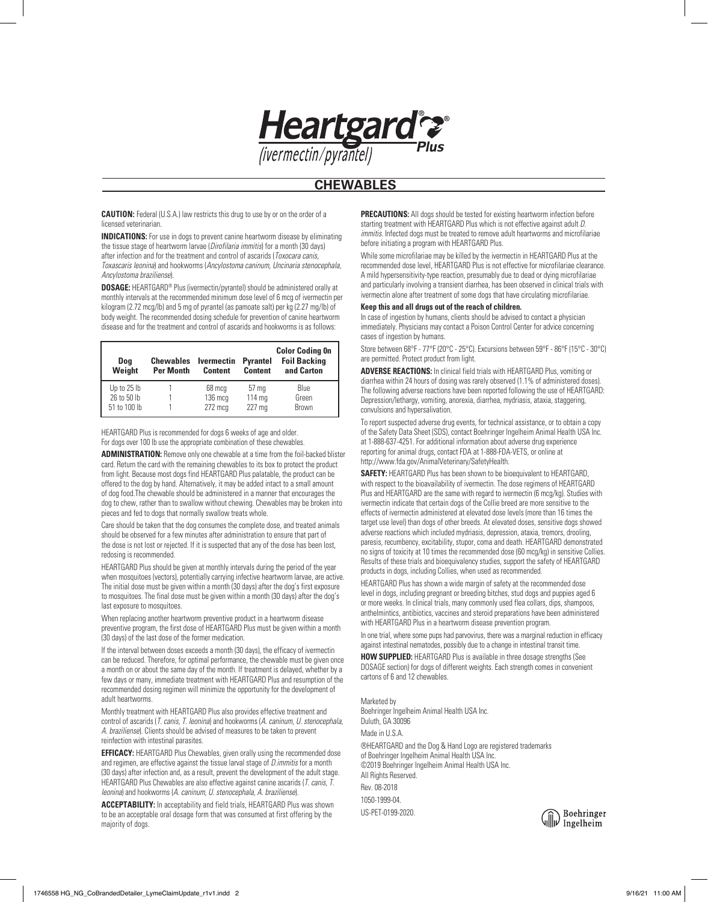# Heartgard® Plus (ivermectin/pyrantel)

## CHEWABLES

**CAUTION:** Federal (U.S.A.) law restricts this drug to use by or on the order of a licensed veterinarian.

**INDICATIONS:** For use in dogs to prevent canine heartworm disease by eliminating the tissue stage of heartworm larvae (*Dirofilaria immitis*) for a month (30 days) after infection and for the treatment and control of ascarids (*Toxocara canis, Toxascaris leonina*) and hookworms (*Ancylostoma caninum, Uncinaria stenocephala, Ancylostoma braziliense*).

**DOSAGE:** HEARTGARD® Plus (ivermectin/pyrantel) should be administered orally at monthly intervals at the recommended minimum dose level of 6 mcg of ivermectin per kilogram (2.72 mcg/lb) and 5 mg of pyrantel (as pamoate salt) per kg (2.27 mg/lb) of body weight. The recommended dosing schedule for prevention of canine heartworm disease and for the treatment and control of ascarids and hookworms is as follows:

| Dog Weight | Chewables Per Month | Ivermectin Content | Pyrantel Content | Color Coding On Foil Backing and Carton |
|---|---|---|---|---|
| Up to 25 lb | 1 | 68 mcg | 57 mg | Blue |
| 26 to 50 lb | 1 | 136 mcg | 114 mg | Green |
| 51 to 100 lb | 1 | 272 mcg | 227 mg | Brown |

HEARTGARD Plus is recommended for dogs 6 weeks of age and older.
For dogs over 100 lb use the appropriate combination of these chewables.

**ADMINISTRATION:** Remove only one chewable at a time from the foil-backed blister card. Return the card with the remaining chewables to its box to protect the product from light. Because most dogs find HEARTGARD Plus palatable, the product can be offered to the dog by hand. Alternatively, it may be added intact to a small amount of dog food.The chewable should be administered in a manner that encourages the dog to chew, rather than to swallow without chewing. Chewables may be broken into pieces and fed to dogs that normally swallow treats whole.

Care should be taken that the dog consumes the complete dose, and treated animals should be observed for a few minutes after administration to ensure that part of the dose is not lost or rejected. If it is suspected that any of the dose has been lost, redosing is recommended.

HEARTGARD Plus should be given at monthly intervals during the period of the year when mosquitoes (vectors), potentially carrying infective heartworm larvae, are active. The initial dose must be given within a month (30 days) after the dog's first exposure to mosquitoes. The final dose must be given within a month (30 days) after the dog's last exposure to mosquitoes.

When replacing another heartworm preventive product in a heartworm disease preventive program, the first dose of HEARTGARD Plus must be given within a month (30 days) of the last dose of the former medication.

If the interval between doses exceeds a month (30 days), the efficacy of ivermectin can be reduced. Therefore, for optimal performance, the chewable must be given once a month on or about the same day of the month. If treatment is delayed, whether by a few days or many, immediate treatment with HEARTGARD Plus and resumption of the recommended dosing regimen will minimize the opportunity for the development of adult heartworms.

Monthly treatment with HEARTGARD Plus also provides effective treatment and control of ascarids (*T. canis, T. leonina*) and hookworms (*A. caninum, U. stenocephala, A. braziliense*). Clients should be advised of measures to be taken to prevent reinfection with intestinal parasites.

**EFFICACY:** HEARTGARD Plus Chewables, given orally using the recommended dose and regimen, are effective against the tissue larval stage of *D.immitis* for a month (30 days) after infection and, as a result, prevent the development of the adult stage. HEARTGARD Plus Chewables are also effective against canine ascarids (*T. canis, T. leonina*) and hookworms (*A. caninum, U. stenocephala, A. braziliense*).

**ACCEPTABILITY:** In acceptability and field trials, HEARTGARD Plus was shown to be an acceptable oral dosage form that was consumed at first offering by the majority of dogs.

**PRECAUTIONS:** All dogs should be tested for existing heartworm infection before starting treatment with HEARTGARD Plus which is not effective against adult *D. immitis*. Infected dogs must be treated to remove adult heartworms and microfilariae before initiating a program with HEARTGARD Plus.

While some microfilariae may be killed by the ivermectin in HEARTGARD Plus at the recommended dose level, HEARTGARD Plus is not effective for microfilariae clearance. A mild hypersensitivity-type reaction, presumably due to dead or dying microfilariae and particularly involving a transient diarrhea, has been observed in clinical trials with ivermectin alone after treatment of some dogs that have circulating microfilariae.

**Keep this and all drugs out of the reach of children.**

In case of ingestion by humans, clients should be advised to contact a physician immediately. Physicians may contact a Poison Control Center for advice concerning cases of ingestion by humans.

Store between 68°F - 77°F (20°C - 25°C). Excursions between 59°F - 86°F (15°C - 30°C) are permitted. Protect product from light.

**ADVERSE REACTIONS:** In clinical field trials with HEARTGARD Plus, vomiting or diarrhea within 24 hours of dosing was rarely observed (1.1% of administered doses). The following adverse reactions have been reported following the use of HEARTGARD: Depression/lethargy, vomiting, anorexia, diarrhea, mydriasis, ataxia, staggering, convulsions and hypersalivation.

To report suspected adverse drug events, for technical assistance, or to obtain a copy of the Safety Data Sheet (SDS), contact Boehringer Ingelheim Animal Health USA Inc. at 1-888-637-4251. For additional information about adverse drug experience reporting for animal drugs, contact FDA at 1-888-FDA-VETS, or online at http://www.fda.gov/AnimalVeterinary/SafetyHealth.

**SAFETY:** HEARTGARD Plus has been shown to be bioequivalent to HEARTGARD, with respect to the bioavailability of ivermectin. The dose regimens of HEARTGARD Plus and HEARTGARD are the same with regard to ivermectin (6 mcg/kg). Studies with ivermectin indicate that certain dogs of the Collie breed are more sensitive to the effects of ivermectin administered at elevated dose levels (more than 16 times the target use level) than dogs of other breeds. At elevated doses, sensitive dogs showed adverse reactions which included mydriasis, depression, ataxia, tremors, drooling, paresis, recumbency, excitability, stupor, coma and death. HEARTGARD demonstrated no signs of toxicity at 10 times the recommended dose (60 mcg/kg) in sensitive Collies. Results of these trials and bioequivalency studies, support the safety of HEARTGARD products in dogs, including Collies, when used as recommended.

HEARTGARD Plus has shown a wide margin of safety at the recommended dose level in dogs, including pregnant or breeding bitches, stud dogs and puppies aged 6 or more weeks. In clinical trials, many commonly used flea collars, dips, shampoos, anthelmintics, antibiotics, vaccines and steroid preparations have been administered with HEARTGARD Plus in a heartworm disease prevention program.

In one trial, where some pups had parvovirus, there was a marginal reduction in efficacy against intestinal nematodes, possibly due to a change in intestinal transit time.

**HOW SUPPLIED:** HEARTGARD Plus is available in three dosage strengths (See DOSAGE section) for dogs of different weights. Each strength comes in convenient cartons of 6 and 12 chewables.

Marketed by
Boehringer Ingelheim Animal Health USA Inc.
Duluth, GA 30096

Made in U.S.A.

®HEARTGARD and the Dog & Hand Logo are registered trademarks of Boehringer Ingelheim Animal Health USA Inc.
©2019 Boehringer Ingelheim Animal Health USA Inc.
All Rights Reserved.

Rev. 08-2018

1050-1999-04.

US-PET-0199-2020.

Boehringer Ingelheim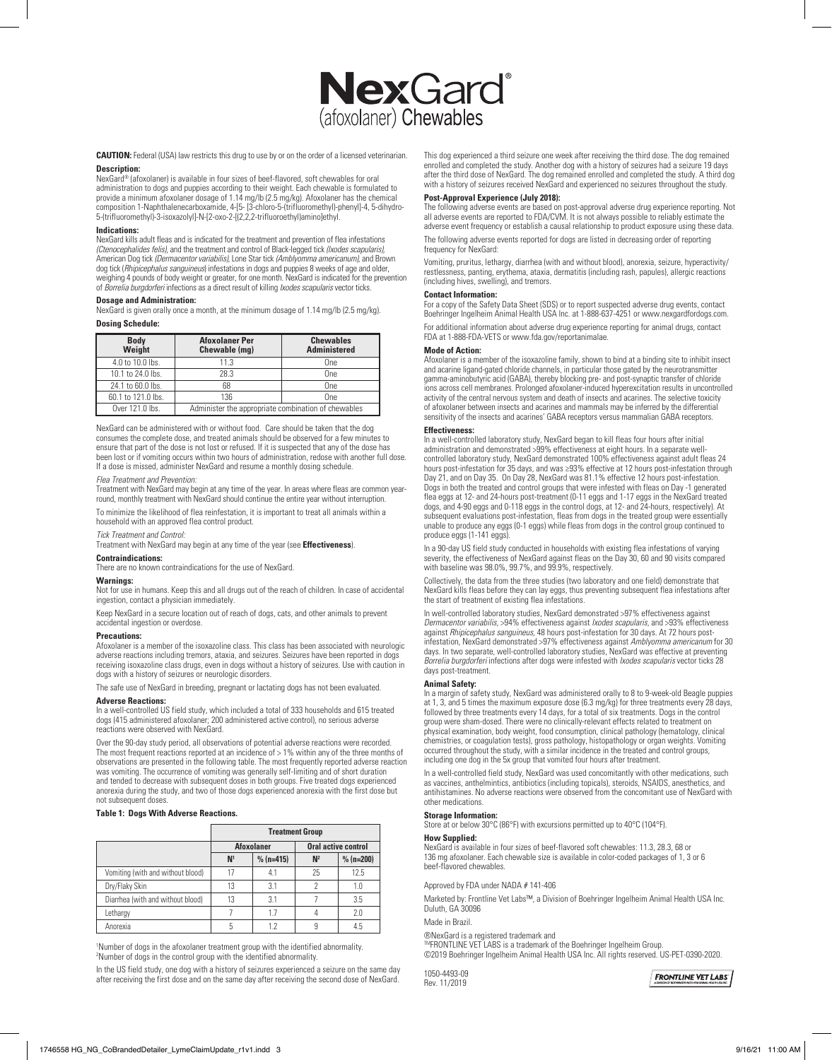# NexGard®
(afoxolaner) Chewables

**CAUTION:** Federal (USA) law restricts this drug to use by or on the order of a licensed veterinarian.

**Description:**
NexGard® (afoxolaner) is available in four sizes of beef-flavored, soft chewables for oral administration to dogs and puppies according to their weight. Each chewable is formulated to provide a minimum afoxolaner dosage of 1.14 mg/lb (2.5 mg/kg). Afoxolaner has the chemical composition 1-Naphthalenecarboxamide, 4-[5- [3-chloro-5-(trifluoromethyl)-phenyl]-4, 5-dihydro-5-(trifluoromethyl)-3-isoxazolyl]-N-[2-oxo-2-[(2,2,2-trifluoroethyl)amino]ethyl.

**Indications:**
NexGard kills adult fleas and is indicated for the treatment and prevention of flea infestations *(Ctenocephalides felis)*, and the treatment and control of Black-legged tick *(Ixodes scapularis)*, American Dog tick *(Dermacentor variabilis)*, Lone Star tick *(Amblyomma americanum)*, and Brown dog tick (*Rhipicephalus sanguineus*) infestations in dogs and puppies 8 weeks of age and older, weighing 4 pounds of body weight or greater, for one month. NexGard is indicated for the prevention of *Borrelia burgdorferi* infections as a direct result of killing *Ixodes scapularis* vector ticks.

**Dosage and Administration:**
NexGard is given orally once a month, at the minimum dosage of 1.14 mg/lb (2.5 mg/kg).

**Dosing Schedule:**

| Body Weight | Afoxolaner Per Chewable (mg) | Chewables Administered |
|---|---|---|
| 4.0 to 10.0 lbs. | 11.3 | One |
| 10.1 to 24.0 lbs. | 28.3 | One |
| 24.1 to 60.0 lbs. | 68 | One |
| 60.1 to 121.0 lbs. | 136 | One |
| Over 121.0 lbs. | Administer the appropriate combination of chewables | |

NexGard can be administered with or without food. Care should be taken that the dog consumes the complete dose, and treated animals should be observed for a few minutes to ensure that part of the dose is not lost or refused. If it is suspected that any of the dose has been lost or if vomiting occurs within two hours of administration, redose with another full dose. If a dose is missed, administer NexGard and resume a monthly dosing schedule.

*Flea Treatment and Prevention:*
Treatment with NexGard may begin at any time of the year. In areas where fleas are common year-round, monthly treatment with NexGard should continue the entire year without interruption.

To minimize the likelihood of flea reinfestation, it is important to treat all animals within a household with an approved flea control product.

*Tick Treatment and Control:*
Treatment with NexGard may begin at any time of the year (see **Effectiveness**).

**Contraindications:**
There are no known contraindications for the use of NexGard.

**Warnings:**
Not for use in humans. Keep this and all drugs out of the reach of children. In case of accidental ingestion, contact a physician immediately.

Keep NexGard in a secure location out of reach of dogs, cats, and other animals to prevent accidental ingestion or overdose.

**Precautions:**
Afoxolaner is a member of the isoxazoline class. This class has been associated with neurologic adverse reactions including tremors, ataxia, and seizures. Seizures have been reported in dogs receiving isoxazoline class drugs, even in dogs without a history of seizures. Use with caution in dogs with a history of seizures or neurologic disorders.

The safe use of NexGard in breeding, pregnant or lactating dogs has not been evaluated.

**Adverse Reactions:**
In a well-controlled US field study, which included a total of 333 households and 615 treated dogs (415 administered afoxolaner; 200 administered active control), no serious adverse reactions were observed with NexGard.

Over the 90-day study period, all observations of potential adverse reactions were recorded. The most frequent reactions reported at an incidence of > 1% within any of the three months of observations are presented in the following table. The most frequently reported adverse reaction was vomiting. The occurrence of vomiting was generally self-limiting and of short duration and tended to decrease with subsequent doses in both groups. Five treated dogs experienced anorexia during the study, and two of those dogs experienced anorexia with the first dose but not subsequent doses.

**Table 1: Dogs With Adverse Reactions.**

| | Treatment Group | | | |
|---|---|---|---|---|
| | Afoxolaner | | Oral active control | |
| | N[1] | % (n=415) | N[2] | % (n=200) |
| Vomiting (with and without blood) | 17 | 4.1 | 25 | 12.5 |
| Dry/Flaky Skin | 13 | 3.1 | 2 | 1.0 |
| Diarrhea (with and without blood) | 13 | 3.1 | 7 | 3.5 |
| Lethargy | 7 | 1.7 | 4 | 2.0 |
| Anorexia | 5 | 1.2 | 9 | 4.5 |

[1]Number of dogs in the afoxolaner treatment group with the identified abnormality.
[2]Number of dogs in the control group with the identified abnormality.

In the US field study, one dog with a history of seizures experienced a seizure on the same day after receiving the first dose and on the same day after receiving the second dose of NexGard. This dog experienced a third seizure one week after receiving the third dose. The dog remained enrolled and completed the study. Another dog with a history of seizures had a seizure 19 days after the third dose of NexGard. The dog remained enrolled and completed the study. A third dog with a history of seizures received NexGard and experienced no seizures throughout the study.

**Post-Approval Experience (July 2018):**
The following adverse events are based on post-approval adverse drug experience reporting. Not all adverse events are reported to FDA/CVM. It is not always possible to reliably estimate the adverse event frequency or establish a causal relationship to product exposure using these data.

The following adverse events reported for dogs are listed in decreasing order of reporting frequency for NexGard:

Vomiting, pruritus, lethargy, diarrhea (with and without blood), anorexia, seizure, hyperactivity/restlessness, panting, erythema, ataxia, dermatitis (including rash, papules), allergic reactions (including hives, swelling), and tremors.

**Contact Information:**
For a copy of the Safety Data Sheet (SDS) or to report suspected adverse drug events, contact Boehringer Ingelheim Animal Health USA Inc. at 1-888-637-4251 or www.nexgardfordogs.com.

For additional information about adverse drug experience reporting for animal drugs, contact FDA at 1-888-FDA-VETS or www.fda.gov/reportanimalae.

**Mode of Action:**
Afoxolaner is a member of the isoxazoline family, shown to bind at a binding site to inhibit insect and acarine ligand-gated chloride channels, in particular those gated by the neurotransmitter gamma-aminobutyric acid (GABA), thereby blocking pre- and post-synaptic transfer of chloride ions across cell membranes. Prolonged afoxolaner-induced hyperexcitation results in uncontrolled activity of the central nervous system and death of insects and acarines. The selective toxicity of afoxolaner between insects and acarines and mammals may be inferred by the differential sensitivity of the insects and acarines' GABA receptors versus mammalian GABA receptors.

**Effectiveness:**
In a well-controlled laboratory study, NexGard began to kill fleas four hours after initial administration and demonstrated >99% effectiveness at eight hours. In a separate well-controlled laboratory study, NexGard demonstrated 100% effectiveness against adult fleas 24 hours post-infestation for 35 days, and was ≥93% effective at 12 hours post-infestation through Day 21, and on Day 35. On Day 28, NexGard was 81.1% effective 12 hours post-infestation. Dogs in both the treated and control groups that were infested with fleas on Day -1 generated flea eggs at 12- and 24-hours post-treatment (0-11 eggs and 1-17 eggs in the NexGard treated dogs, and 4-90 eggs and 0-118 eggs in the control dogs, at 12- and 24-hours, respectively). At subsequent evaluations post-infestation, fleas from dogs in the treated group were essentially unable to produce any eggs (0-1 eggs) while fleas from dogs in the control group continued to produce eggs (1-141 eggs).

In a 90-day US field study conducted in households with existing flea infestations of varying severity, the effectiveness of NexGard against fleas on the Day 30, 60 and 90 visits compared with baseline was 98.0%, 99.7%, and 99.9%, respectively.

Collectively, the data from the three studies (two laboratory and one field) demonstrate that NexGard kills fleas before they can lay eggs, thus preventing subsequent flea infestations after the start of treatment of existing flea infestations.

In well-controlled laboratory studies, NexGard demonstrated >97% effectiveness against *Dermacentor variabilis*, >94% effectiveness against *Ixodes scapularis*, and >93% effectiveness against *Rhipicephalus sanguineus*, 48 hours post-infestation for 30 days. At 72 hours post-infestation, NexGard demonstrated >97% effectiveness against *Amblyomma americanum* for 30 days. In two separate, well-controlled laboratory studies, NexGard was effective at preventing *Borrelia burgdorferi* infections after dogs were infested with *Ixodes scapularis* vector ticks 28 days post-treatment.

**Animal Safety:**
In a margin of safety study, NexGard was administered orally to 8 to 9-week-old Beagle puppies at 1, 3, and 5 times the maximum exposure dose (6.3 mg/kg) for three treatments every 28 days, followed by three treatments every 14 days, for a total of six treatments. Dogs in the control group were sham-dosed. There were no clinically-relevant effects related to treatment on physical examination, body weight, food consumption, clinical pathology (hematology, clinical chemistries, or coagulation tests), gross pathology, histopathology or organ weights. Vomiting occurred throughout the study, with a similar incidence in the treated and control groups, including one dog in the 5x group that vomited four hours after treatment.

In a well-controlled field study, NexGard was used concomitantly with other medications, such as vaccines, anthelmintics, antibiotics (including topicals), steroids, NSAIDS, anesthetics, and antihistamines. No adverse reactions were observed from the concomitant use of NexGard with other medications.

**Storage Information:**
Store at or below 30°C (86°F) with excursions permitted up to 40°C (104°F).

**How Supplied:**
NexGard is available in four sizes of beef-flavored soft chewables: 11.3, 28.3, 68 or 136 mg afoxolaner. Each chewable size is available in color-coded packages of 1, 3 or 6 beef-flavored chewables.

Approved by FDA under NADA # 141-406

Marketed by: Frontline Vet Labs™, a Division of Boehringer Ingelheim Animal Health USA Inc. Duluth, GA 30096

Made in Brazil.

®NexGard is a registered trademark and
™FRONTLINE VET LABS is a trademark of the Boehringer Ingelheim Group.
©2019 Boehringer Ingelheim Animal Health USA Inc. All rights reserved. US-PET-0390-2020.

1050-4493-09
Rev. 11/2019

FRONTLINE VET LABS